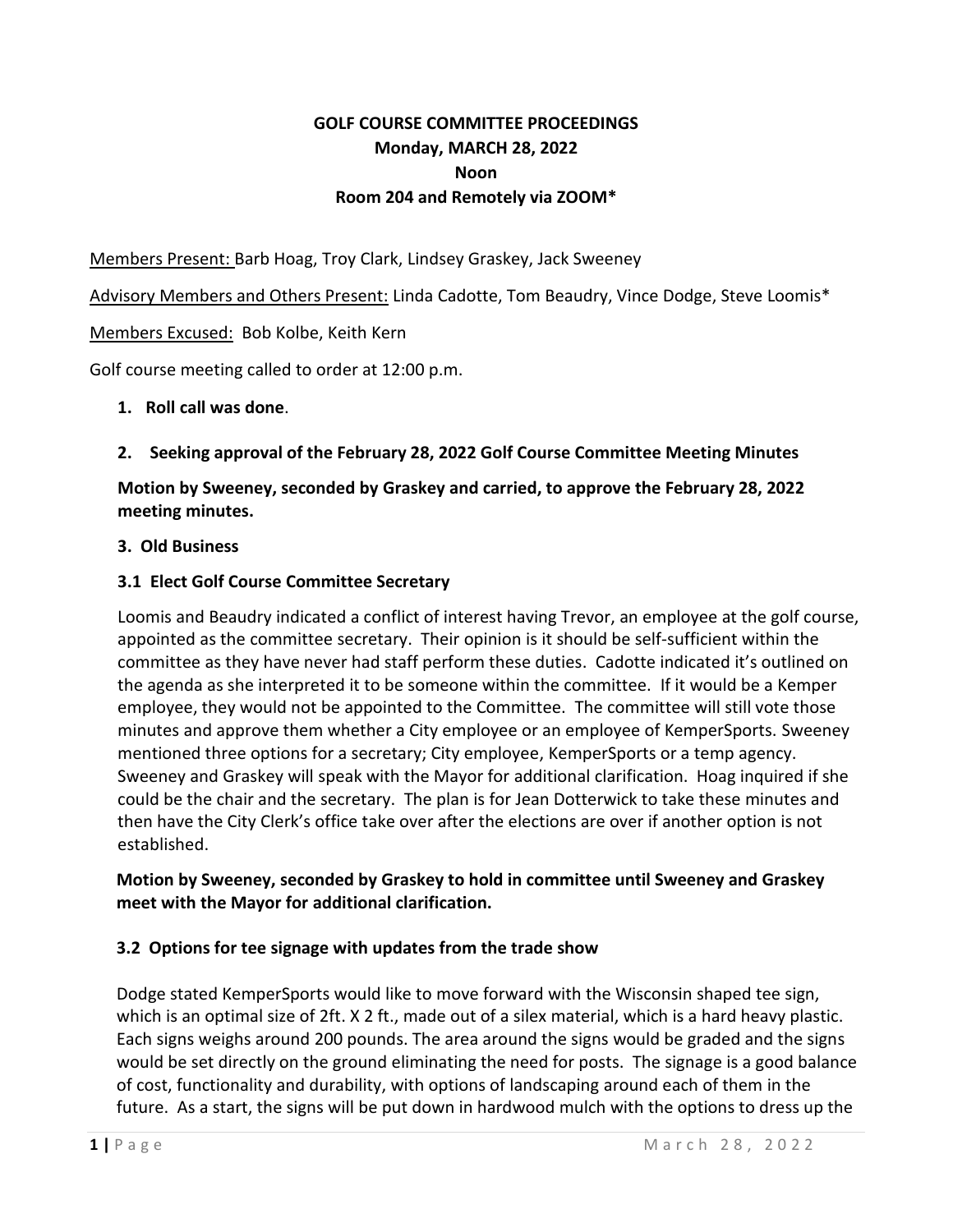# GOLF COURSE COMMITTEE PROCEEDINGS
## Monday, MARCH 28, 2022
## Noon
## Room 204 and Remotely via ZOOM*

Members Present: Barb Hoag, Troy Clark, Lindsey Graskey, Jack Sweeney

Advisory Members and Others Present: Linda Cadotte, Tom Beaudry, Vince Dodge, Steve Loomis*

Members Excused: Bob Kolbe, Keith Kern

Golf course meeting called to order at 12:00 p.m.

1. **Roll call was done**.

2. **Seeking approval of the February 28, 2022 Golf Course Committee Meeting Minutes**

**Motion by Sweeney, seconded by Graskey and carried, to approve the February 28, 2022 meeting minutes.**

**3. Old Business**

**3.1 Elect Golf Course Committee Secretary**

Loomis and Beaudry indicated a conflict of interest having Trevor, an employee at the golf course, appointed as the committee secretary. Their opinion is it should be self-sufficient within the committee as they have never had staff perform these duties. Cadotte indicated it's outlined on the agenda as she interpreted it to be someone within the committee. If it would be a Kemper employee, they would not be appointed to the Committee. The committee will still vote those minutes and approve them whether a City employee or an employee of KemperSports. Sweeney mentioned three options for a secretary; City employee, KemperSports or a temp agency. Sweeney and Graskey will speak with the Mayor for additional clarification. Hoag inquired if she could be the chair and the secretary. The plan is for Jean Dotterwick to take these minutes and then have the City Clerk's office take over after the elections are over if another option is not established.

**Motion by Sweeney, seconded by Graskey to hold in committee until Sweeney and Graskey meet with the Mayor for additional clarification.**

**3.2 Options for tee signage with updates from the trade show**

Dodge stated KemperSports would like to move forward with the Wisconsin shaped tee sign, which is an optimal size of 2ft. X 2 ft., made out of a silex material, which is a hard heavy plastic. Each signs weighs around 200 pounds. The area around the signs would be graded and the signs would be set directly on the ground eliminating the need for posts. The signage is a good balance of cost, functionality and durability, with options of landscaping around each of them in the future. As a start, the signs will be put down in hardwood mulch with the options to dress up the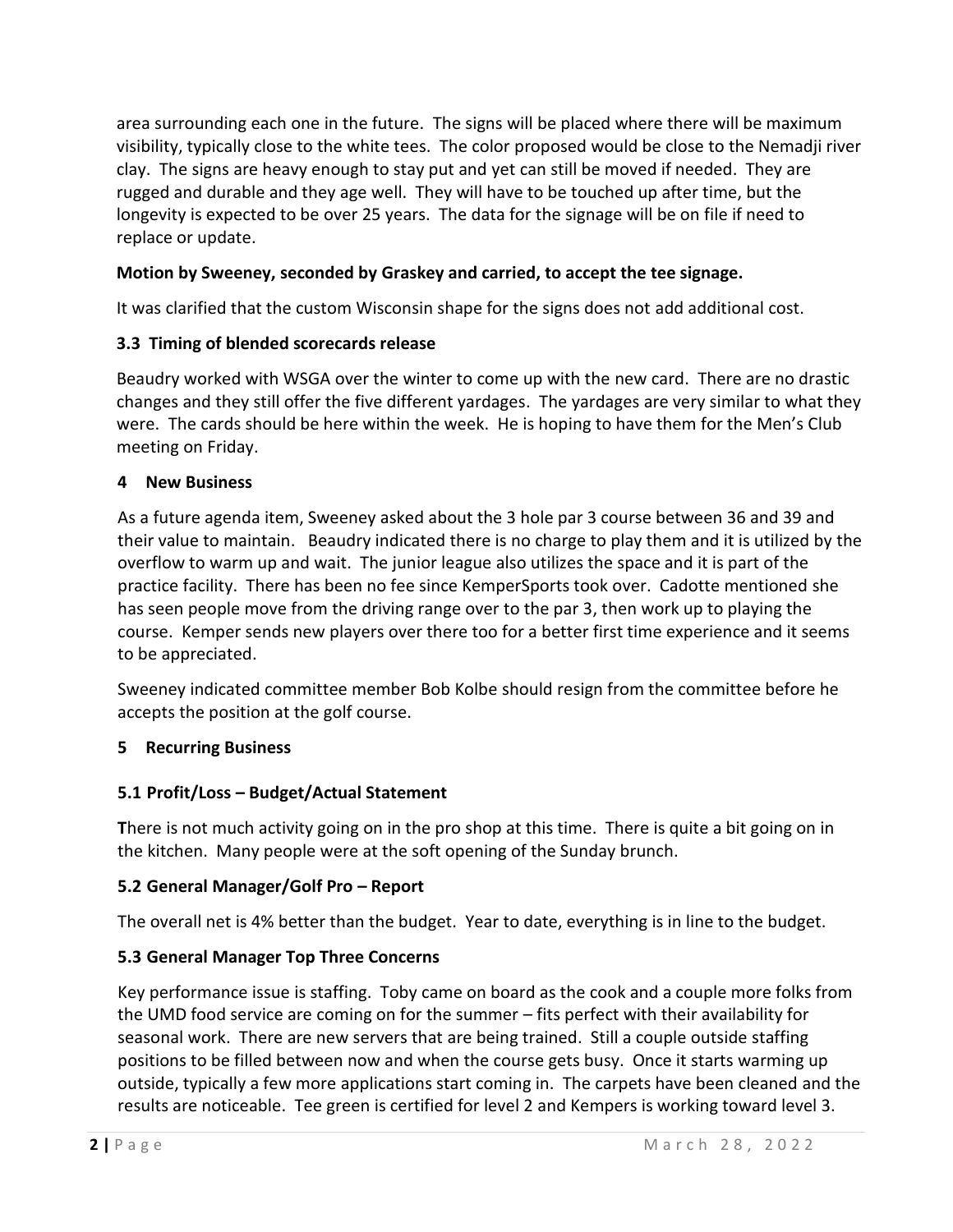area surrounding each one in the future. The signs will be placed where there will be maximum visibility, typically close to the white tees. The color proposed would be close to the Nemadji river clay. The signs are heavy enough to stay put and yet can still be moved if needed. They are rugged and durable and they age well. They will have to be touched up after time, but the longevity is expected to be over 25 years. The data for the signage will be on file if need to replace or update.

**Motion by Sweeney, seconded by Graskey and carried, to accept the tee signage.**

It was clarified that the custom Wisconsin shape for the signs does not add additional cost.

### 3.3 Timing of blended scorecards release

Beaudry worked with WSGA over the winter to come up with the new card. There are no drastic changes and they still offer the five different yardages. The yardages are very similar to what they were. The cards should be here within the week. He is hoping to have them for the Men's Club meeting on Friday.

## 4 New Business

As a future agenda item, Sweeney asked about the 3 hole par 3 course between 36 and 39 and their value to maintain. Beaudry indicated there is no charge to play them and it is utilized by the overflow to warm up and wait. The junior league also utilizes the space and it is part of the practice facility. There has been no fee since KemperSports took over. Cadotte mentioned she has seen people move from the driving range over to the par 3, then work up to playing the course. Kemper sends new players over there too for a better first time experience and it seems to be appreciated.

Sweeney indicated committee member Bob Kolbe should resign from the committee before he accepts the position at the golf course.

## 5 Recurring Business

### 5.1 Profit/Loss – Budget/Actual Statement

**T**here is not much activity going on in the pro shop at this time. There is quite a bit going on in the kitchen. Many people were at the soft opening of the Sunday brunch.

### 5.2 General Manager/Golf Pro – Report

The overall net is 4% better than the budget. Year to date, everything is in line to the budget.

### 5.3 General Manager Top Three Concerns

Key performance issue is staffing. Toby came on board as the cook and a couple more folks from the UMD food service are coming on for the summer – fits perfect with their availability for seasonal work. There are new servers that are being trained. Still a couple outside staffing positions to be filled between now and when the course gets busy. Once it starts warming up outside, typically a few more applications start coming in. The carpets have been cleaned and the results are noticeable. Tee green is certified for level 2 and Kempers is working toward level 3.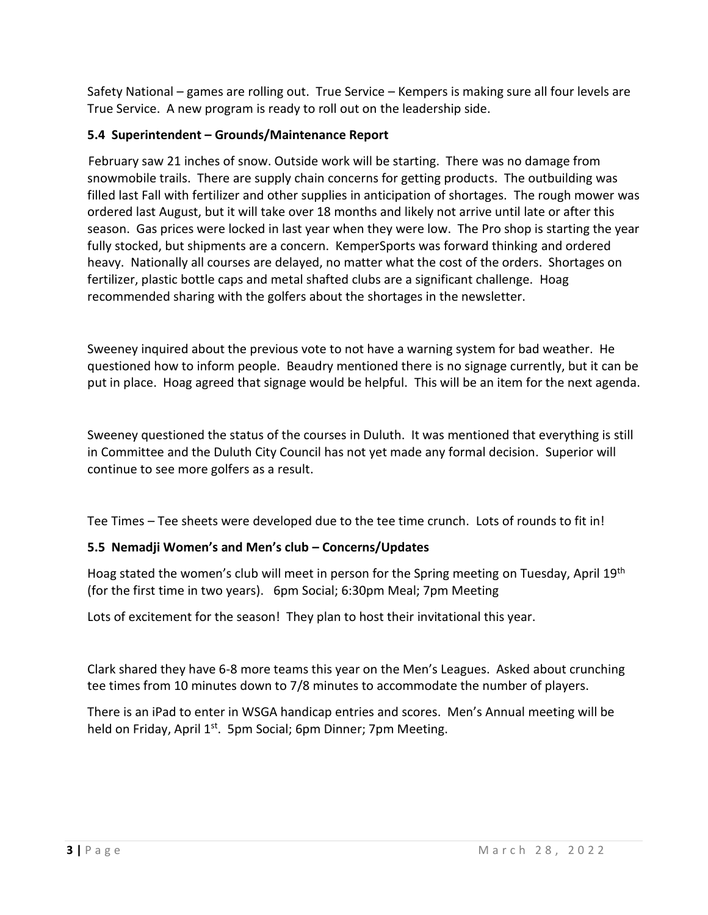Safety National – games are rolling out. True Service – Kempers is making sure all four levels are True Service. A new program is ready to roll out on the leadership side.

### 5.4 Superintendent – Grounds/Maintenance Report

February saw 21 inches of snow. Outside work will be starting. There was no damage from snowmobile trails. There are supply chain concerns for getting products. The outbuilding was filled last Fall with fertilizer and other supplies in anticipation of shortages. The rough mower was ordered last August, but it will take over 18 months and likely not arrive until late or after this season. Gas prices were locked in last year when they were low. The Pro shop is starting the year fully stocked, but shipments are a concern. KemperSports was forward thinking and ordered heavy. Nationally all courses are delayed, no matter what the cost of the orders. Shortages on fertilizer, plastic bottle caps and metal shafted clubs are a significant challenge. Hoag recommended sharing with the golfers about the shortages in the newsletter.

Sweeney inquired about the previous vote to not have a warning system for bad weather. He questioned how to inform people. Beaudry mentioned there is no signage currently, but it can be put in place. Hoag agreed that signage would be helpful. This will be an item for the next agenda.

Sweeney questioned the status of the courses in Duluth. It was mentioned that everything is still in Committee and the Duluth City Council has not yet made any formal decision. Superior will continue to see more golfers as a result.

Tee Times – Tee sheets were developed due to the tee time crunch. Lots of rounds to fit in!

### 5.5 Nemadji Women's and Men's club – Concerns/Updates

Hoag stated the women's club will meet in person for the Spring meeting on Tuesday, April 19th (for the first time in two years). 6pm Social; 6:30pm Meal; 7pm Meeting

Lots of excitement for the season! They plan to host their invitational this year.

Clark shared they have 6-8 more teams this year on the Men's Leagues. Asked about crunching tee times from 10 minutes down to 7/8 minutes to accommodate the number of players.

There is an iPad to enter in WSGA handicap entries and scores. Men's Annual meeting will be held on Friday, April 1st. 5pm Social; 6pm Dinner; 7pm Meeting.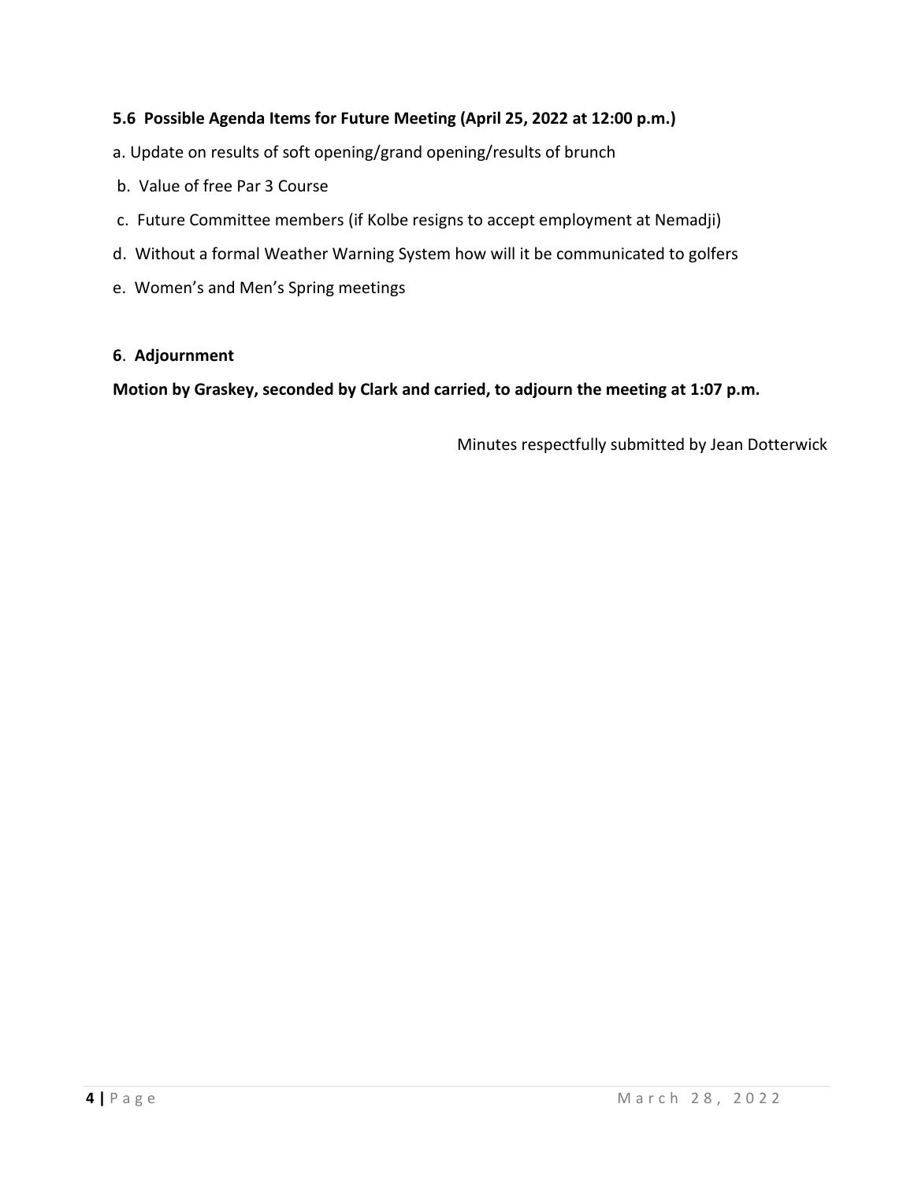**5.6 Possible Agenda Items for Future Meeting (April 25, 2022 at 12:00 p.m.)**

a. Update on results of soft opening/grand opening/results of brunch

b. Value of free Par 3 Course

c. Future Committee members (if Kolbe resigns to accept employment at Nemadji)

d. Without a formal Weather Warning System how will it be communicated to golfers

e. Women's and Men's Spring meetings

**6. Adjournment**

**Motion by Graskey, seconded by Clark and carried, to adjourn the meeting at 1:07 p.m.**

Minutes respectfully submitted by Jean Dotterwick